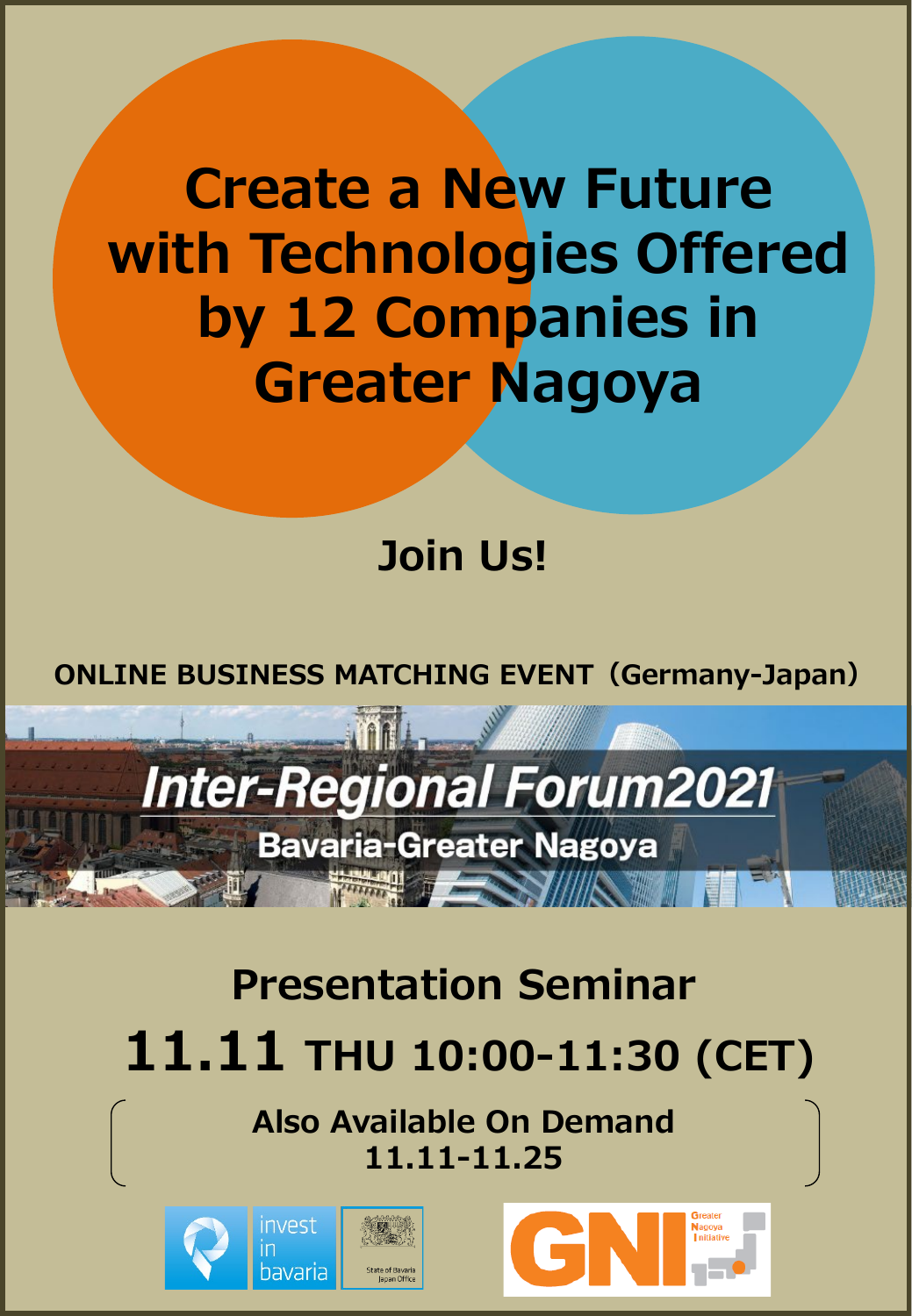# Create a New Future with Technologies Offered by 12 Companies in Greater Nagoya

## Join Us!

**ONLINE BUSINESS MATCHING EVENT（Germany-Japan）**

***Inter-Regional Forum2021***

**Bavaria-Greater Nagoya**

## Presentation Seminar

## 11.11 THU 10:00-11:30 (CET)

**Also Available On Demand**
**11.11-11.25**

invest in bavaria

State of Bavaria Japan Office

GNI Greater Nagoya Initiative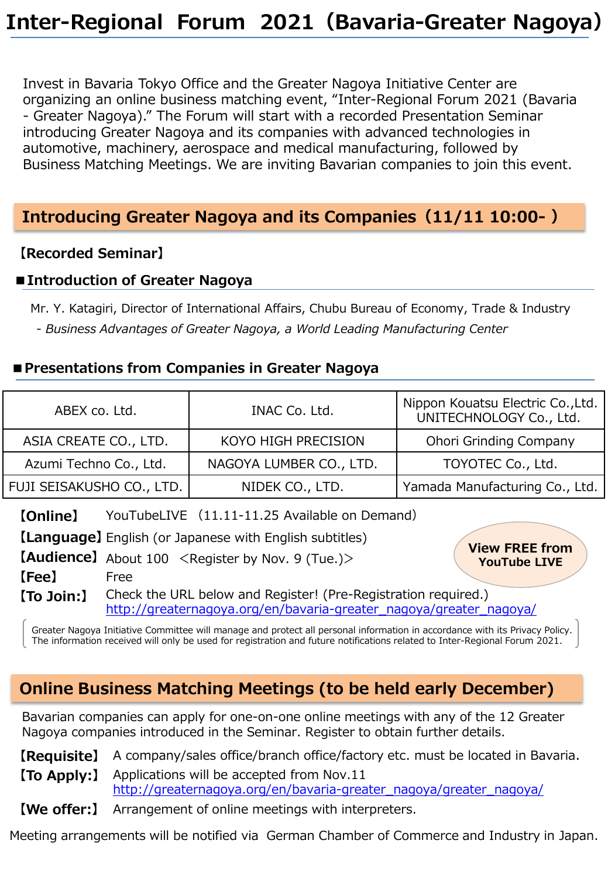# Inter-Regional Forum 2021（Bavaria-Greater Nagoya）

Invest in Bavaria Tokyo Office and the Greater Nagoya Initiative Center are organizing an online business matching event, "Inter-Regional Forum 2021 (Bavaria - Greater Nagoya)." The Forum will start with a recorded Presentation Seminar introducing Greater Nagoya and its companies with advanced technologies in automotive, machinery, aerospace and medical manufacturing, followed by Business Matching Meetings. We are inviting Bavarian companies to join this event.

## Introducing Greater Nagoya and its Companies（11/11 10:00- ）

**【Recorded Seminar】**

### ■Introduction of Greater Nagoya

Mr. Y. Katagiri, Director of International Affairs, Chubu Bureau of Economy, Trade & Industry

- *Business Advantages of Greater Nagoya, a World Leading Manufacturing Center*

### ■Presentations from Companies in Greater Nagoya

| | | |
|---|---|---|
| ABEX co. Ltd. | INAC Co. Ltd. | Nippon Kouatsu Electric Co.,Ltd. UNITECHNOLOGY Co., Ltd. |
| ASIA CREATE CO., LTD. | KOYO HIGH PRECISION | Ohori Grinding Company |
| Azumi Techno Co., Ltd. | NAGOYA LUMBER CO., LTD. | TOYOTEC Co., Ltd. |
| FUJI SEISAKUSHO CO., LTD. | NIDEK CO., LTD. | Yamada Manufacturing Co., Ltd. |

**【Online】** YouTubeLIVE（11.11-11.25 Available on Demand）

**【Language】** English (or Japanese with English subtitles)

**【Audience】** About 100 ＜Register by Nov. 9 (Tue.)＞

**【Fee】** Free

**【To Join:】** Check the URL below and Register! (Pre-Registration required.)
http://greaternagoya.org/en/bavaria-greater_nagoya/greater_nagoya/

**View FREE from YouTube LIVE**

Greater Nagoya Initiative Committee will manage and protect all personal information in accordance with its Privacy Policy. The information received will only be used for registration and future notifications related to Inter-Regional Forum 2021.

## Online Business Matching Meetings (to be held early December)

Bavarian companies can apply for one-on-one online meetings with any of the 12 Greater Nagoya companies introduced in the Seminar. Register to obtain further details.

**【Requisite】** A company/sales office/branch office/factory etc. must be located in Bavaria.

**【To Apply:】** Applications will be accepted from Nov.11
http://greaternagoya.org/en/bavaria-greater_nagoya/greater_nagoya/

**【We offer:】** Arrangement of online meetings with interpreters.

Meeting arrangements will be notified via German Chamber of Commerce and Industry in Japan.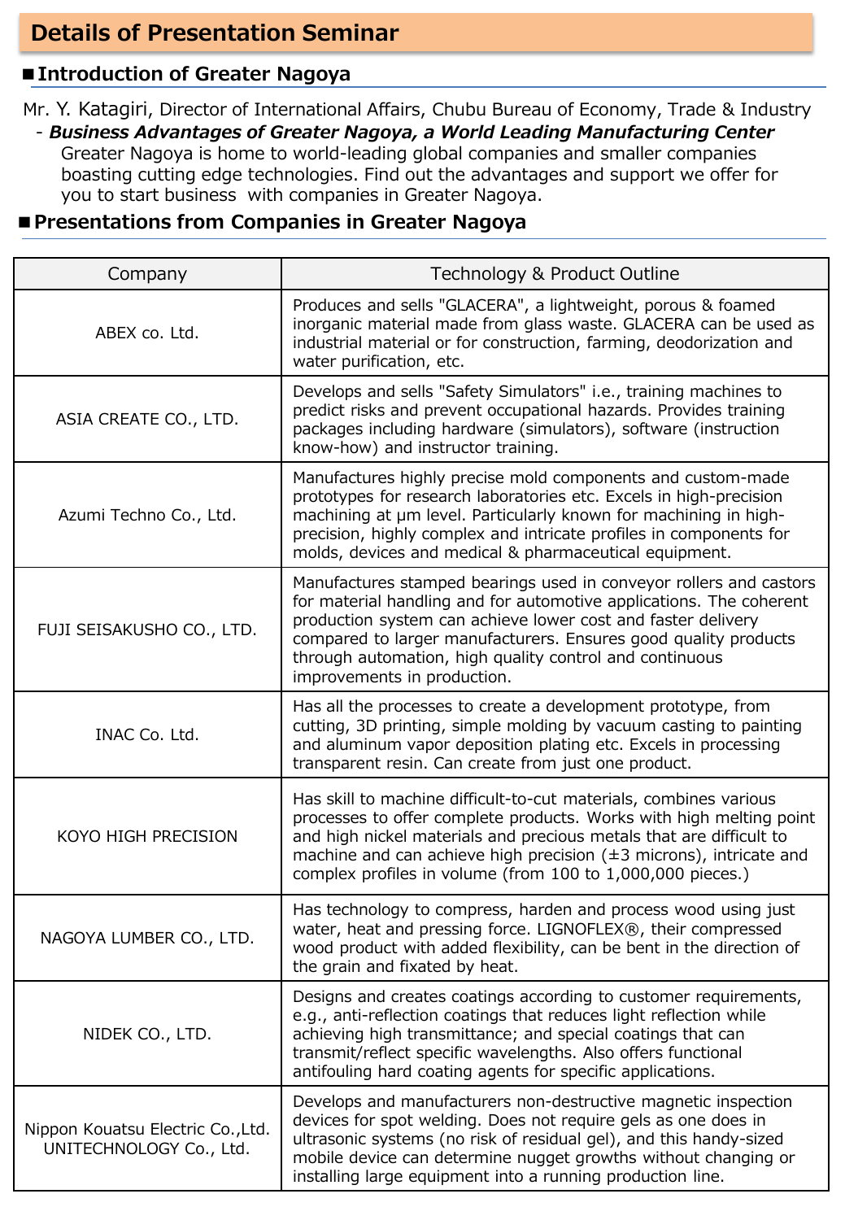# Details of Presentation Seminar

## ■ Introduction of Greater Nagoya

Mr. Y. Katagiri, Director of International Affairs, Chubu Bureau of Economy, Trade & Industry

- ***Business Advantages of Greater Nagoya, a World Leading Manufacturing Center***
  Greater Nagoya is home to world-leading global companies and smaller companies boasting cutting edge technologies. Find out the advantages and support we offer for you to start business with companies in Greater Nagoya.

## ■ Presentations from Companies in Greater Nagoya

| Company | Technology & Product Outline |
|---|---|
| ABEX co. Ltd. | Produces and sells "GLACERA", a lightweight, porous & foamed inorganic material made from glass waste. GLACERA can be used as industrial material or for construction, farming, deodorization and water purification, etc. |
| ASIA CREATE CO., LTD. | Develops and sells "Safety Simulators" i.e., training machines to predict risks and prevent occupational hazards. Provides training packages including hardware (simulators), software (instruction know-how) and instructor training. |
| Azumi Techno Co., Ltd. | Manufactures highly precise mold components and custom-made prototypes for research laboratories etc. Excels in high-precision machining at μm level. Particularly known for machining in high-precision, highly complex and intricate profiles in components for molds, devices and medical & pharmaceutical equipment. |
| FUJI SEISAKUSHO CO., LTD. | Manufactures stamped bearings used in conveyor rollers and castors for material handling and for automotive applications. The coherent production system can achieve lower cost and faster delivery compared to larger manufacturers. Ensures good quality products through automation, high quality control and continuous improvements in production. |
| INAC Co. Ltd. | Has all the processes to create a development prototype, from cutting, 3D printing, simple molding by vacuum casting to painting and aluminum vapor deposition plating etc. Excels in processing transparent resin. Can create from just one product. |
| KOYO HIGH PRECISION | Has skill to machine difficult-to-cut materials, combines various processes to offer complete products. Works with high melting point and high nickel materials and precious metals that are difficult to machine and can achieve high precision (±3 microns), intricate and complex profiles in volume (from 100 to 1,000,000 pieces.) |
| NAGOYA LUMBER CO., LTD. | Has technology to compress, harden and process wood using just water, heat and pressing force. LIGNOFLEX®, their compressed wood product with added flexibility, can be bent in the direction of the grain and fixated by heat. |
| NIDEK CO., LTD. | Designs and creates coatings according to customer requirements, e.g., anti-reflection coatings that reduces light reflection while achieving high transmittance; and special coatings that can transmit/reflect specific wavelengths. Also offers functional antifouling hard coating agents for specific applications. |
| Nippon Kouatsu Electric Co.,Ltd.<br>UNITECHNOLOGY Co., Ltd. | Develops and manufacturers non-destructive magnetic inspection devices for spot welding. Does not require gels as one does in ultrasonic systems (no risk of residual gel), and this handy-sized mobile device can determine nugget growths without changing or installing large equipment into a running production line. |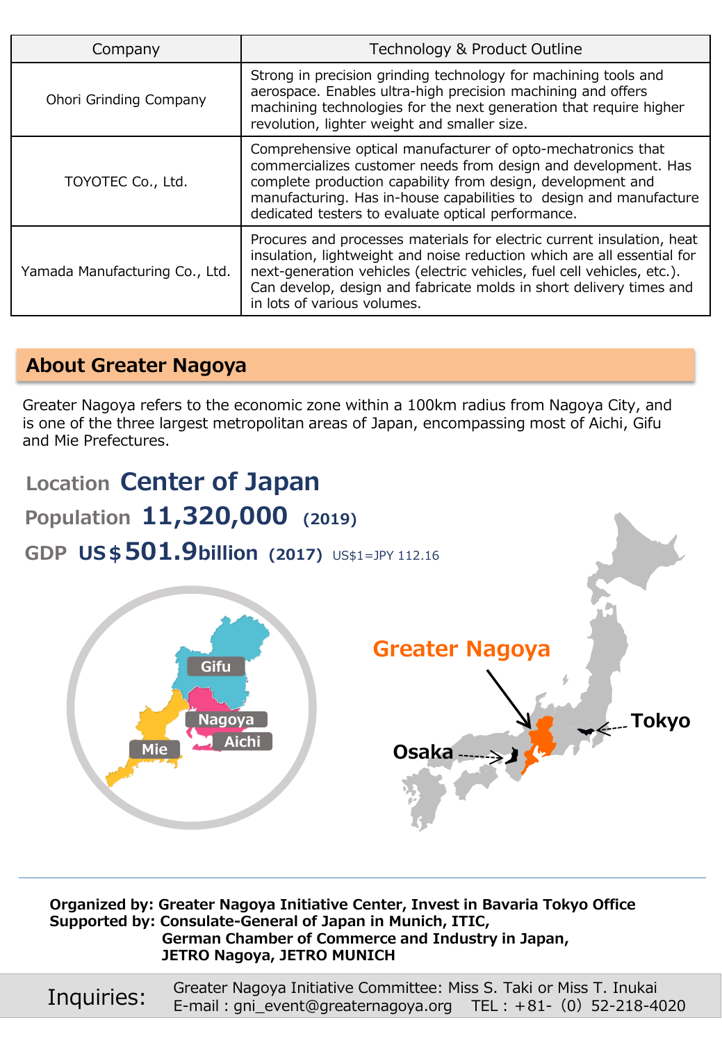| Company | Technology & Product Outline |
| --- | --- |
| Ohori Grinding Company | Strong in precision grinding technology for machining tools and aerospace. Enables ultra-high precision machining and offers machining technologies for the next generation that require higher revolution, lighter weight and smaller size. |
| TOYOTEC Co., Ltd. | Comprehensive optical manufacturer of opto-mechatronics that commercializes customer needs from design and development. Has complete production capability from design, development and manufacturing. Has in-house capabilities to design and manufacture dedicated testers to evaluate optical performance. |
| Yamada Manufacturing Co., Ltd. | Procures and processes materials for electric current insulation, heat insulation, lightweight and noise reduction which are all essential for next-generation vehicles (electric vehicles, fuel cell vehicles, etc.). Can develop, design and fabricate molds in short delivery times and in lots of various volumes. |

## About Greater Nagoya

Greater Nagoya refers to the economic zone within a 100km radius from Nagoya City, and is one of the three largest metropolitan areas of Japan, encompassing most of Aichi, Gifu and Mie Prefectures.

**Location** **Center of Japan**

**Population** **11,320,000** **(2019)**

**GDP** **US$ 501.9billion** **(2017)** US$1=JPY 112.16

Gifu
Nagoya
Aichi
Mie

Greater Nagoya
Tokyo
Osaka

**Organized by: Greater Nagoya Initiative Center, Invest in Bavaria Tokyo Office**
**Supported by: Consulate-General of Japan in Munich, ITIC,**
**German Chamber of Commerce and Industry in Japan,**
**JETRO Nagoya, JETRO MUNICH**

Inquiries: Greater Nagoya Initiative Committee: Miss S. Taki or Miss T. Inukai
E-mail : gni_event@greaternagoya.org TEL : +81- (0) 52-218-4020